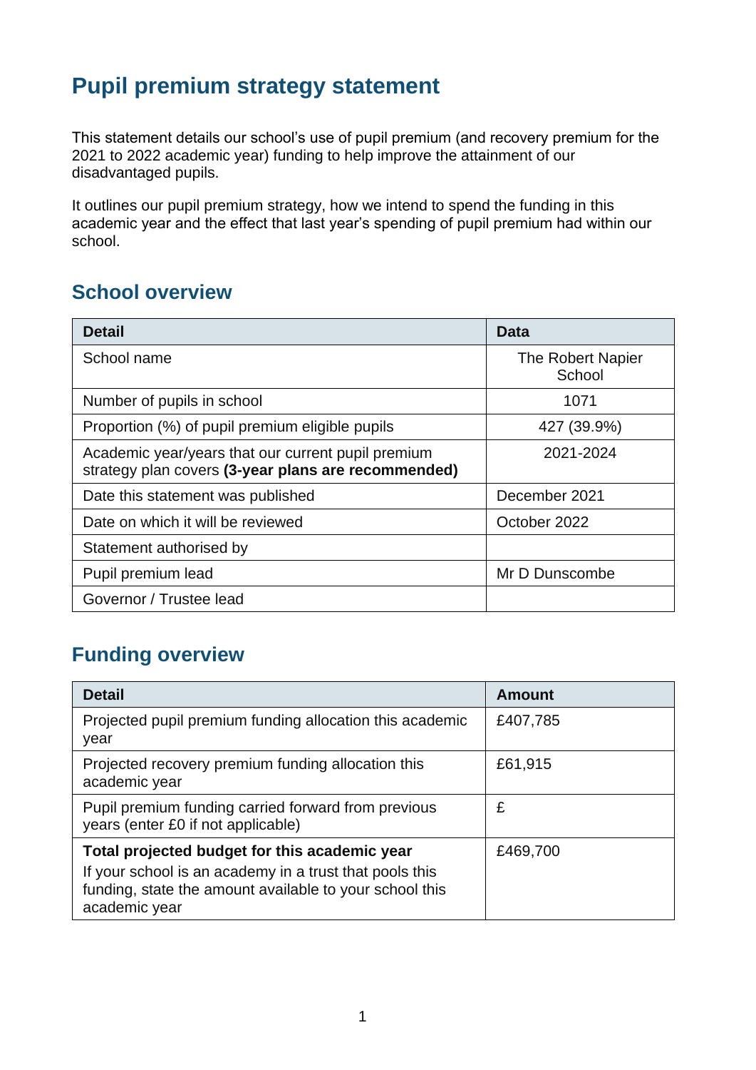# Pupil premium strategy statement

This statement details our school's use of pupil premium (and recovery premium for the 2021 to 2022 academic year) funding to help improve the attainment of our disadvantaged pupils.

It outlines our pupil premium strategy, how we intend to spend the funding in this academic year and the effect that last year's spending of pupil premium had within our school.

## School overview

| Detail | Data |
|---|---|
| School name | The Robert Napier School |
| Number of pupils in school | 1071 |
| Proportion (%) of pupil premium eligible pupils | 427 (39.9%) |
| Academic year/years that our current pupil premium strategy plan covers **(3-year plans are recommended)** | 2021-2024 |
| Date this statement was published | December 2021 |
| Date on which it will be reviewed | October 2022 |
| Statement authorised by | |
| Pupil premium lead | Mr D Dunscombe |
| Governor / Trustee lead | |

## Funding overview

| Detail | Amount |
|---|---|
| Projected pupil premium funding allocation this academic year | £407,785 |
| Projected recovery premium funding allocation this academic year | £61,915 |
| Pupil premium funding carried forward from previous years (enter £0 if not applicable) | £ |
| **Total projected budget for this academic year** If your school is an academy in a trust that pools this funding, state the amount available to your school this academic year | £469,700 |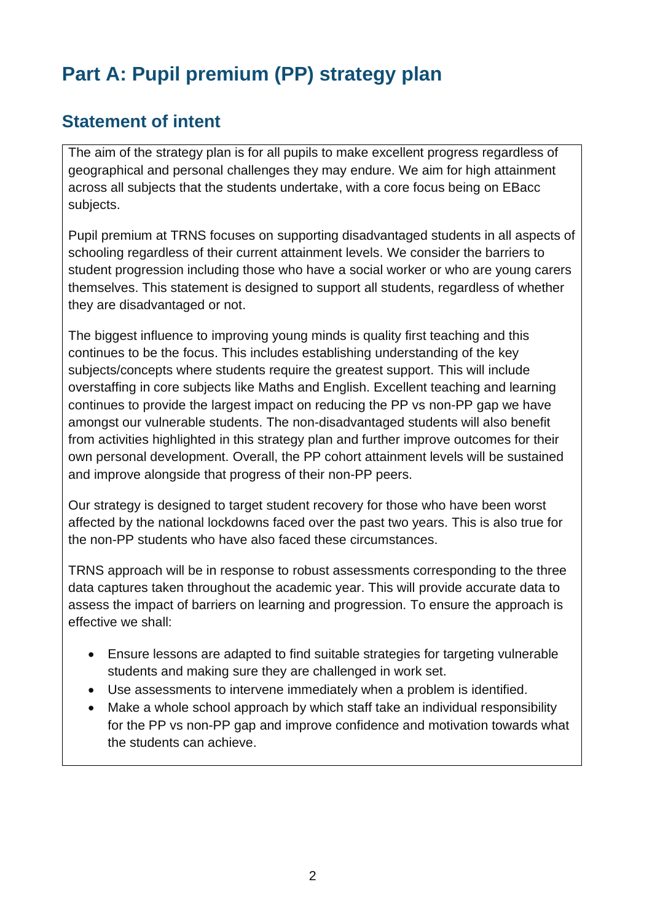# Part A: Pupil premium (PP) strategy plan

## Statement of intent

The aim of the strategy plan is for all pupils to make excellent progress regardless of geographical and personal challenges they may endure. We aim for high attainment across all subjects that the students undertake, with a core focus being on EBacc subjects.

Pupil premium at TRNS focuses on supporting disadvantaged students in all aspects of schooling regardless of their current attainment levels. We consider the barriers to student progression including those who have a social worker or who are young carers themselves. This statement is designed to support all students, regardless of whether they are disadvantaged or not.

The biggest influence to improving young minds is quality first teaching and this continues to be the focus. This includes establishing understanding of the key subjects/concepts where students require the greatest support. This will include overstaffing in core subjects like Maths and English. Excellent teaching and learning continues to provide the largest impact on reducing the PP vs non-PP gap we have amongst our vulnerable students. The non-disadvantaged students will also benefit from activities highlighted in this strategy plan and further improve outcomes for their own personal development. Overall, the PP cohort attainment levels will be sustained and improve alongside that progress of their non-PP peers.

Our strategy is designed to target student recovery for those who have been worst affected by the national lockdowns faced over the past two years. This is also true for the non-PP students who have also faced these circumstances.

TRNS approach will be in response to robust assessments corresponding to the three data captures taken throughout the academic year. This will provide accurate data to assess the impact of barriers on learning and progression. To ensure the approach is effective we shall:

- Ensure lessons are adapted to find suitable strategies for targeting vulnerable students and making sure they are challenged in work set.
- Use assessments to intervene immediately when a problem is identified.
- Make a whole school approach by which staff take an individual responsibility for the PP vs non-PP gap and improve confidence and motivation towards what the students can achieve.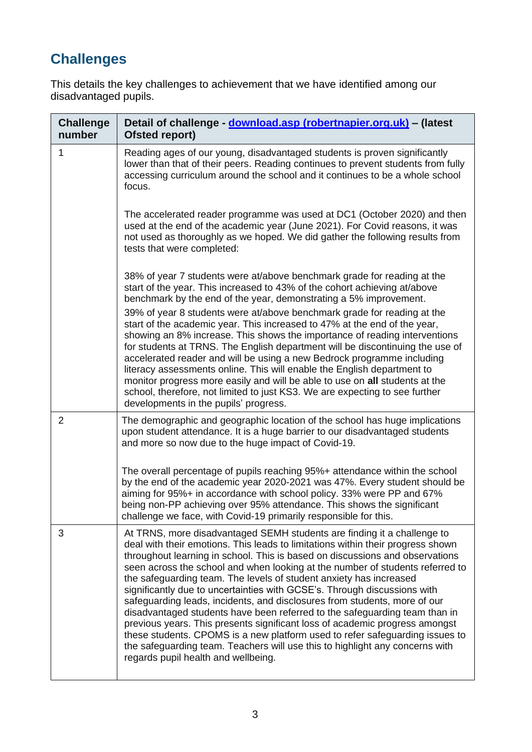## Challenges

This details the key challenges to achievement that we have identified among our disadvantaged pupils.

| Challenge number | Detail of challenge - [download.asp (robertnapier.org.uk)](download.asp (robertnapier.org.uk)) – (latest Ofsted report) |
|---|---|
| 1 | Reading ages of our young, disadvantaged students is proven significantly lower than that of their peers. Reading continues to prevent students from fully accessing curriculum around the school and it continues to be a whole school focus.<br><br>The accelerated reader programme was used at DC1 (October 2020) and then used at the end of the academic year (June 2021). For Covid reasons, it was not used as thoroughly as we hoped. We did gather the following results from tests that were completed:<br><br>38% of year 7 students were at/above benchmark grade for reading at the start of the year. This increased to 43% of the cohort achieving at/above benchmark by the end of the year, demonstrating a 5% improvement.<br>39% of year 8 students were at/above benchmark grade for reading at the start of the academic year. This increased to 47% at the end of the year, showing an 8% increase. This shows the importance of reading interventions for students at TRNS. The English department will be discontinuing the use of accelerated reader and will be using a new Bedrock programme including literacy assessments online. This will enable the English department to monitor progress more easily and will be able to use on **all** students at the school, therefore, not limited to just KS3. We are expecting to see further developments in the pupils' progress. |
| 2 | The demographic and geographic location of the school has huge implications upon student attendance. It is a huge barrier to our disadvantaged students and more so now due to the huge impact of Covid-19.<br><br>The overall percentage of pupils reaching 95%+ attendance within the school by the end of the academic year 2020-2021 was 47%. Every student should be aiming for 95%+ in accordance with school policy. 33% were PP and 67% being non-PP achieving over 95% attendance. This shows the significant challenge we face, with Covid-19 primarily responsible for this. |
| 3 | At TRNS, more disadvantaged SEMH students are finding it a challenge to deal with their emotions. This leads to limitations within their progress shown throughout learning in school. This is based on discussions and observations seen across the school and when looking at the number of students referred to the safeguarding team. The levels of student anxiety has increased significantly due to uncertainties with GCSE's. Through discussions with safeguarding leads, incidents, and disclosures from students, more of our disadvantaged students have been referred to the safeguarding team than in previous years. This presents significant loss of academic progress amongst these students. CPOMS is a new platform used to refer safeguarding issues to the safeguarding team. Teachers will use this to highlight any concerns with regards pupil health and wellbeing. |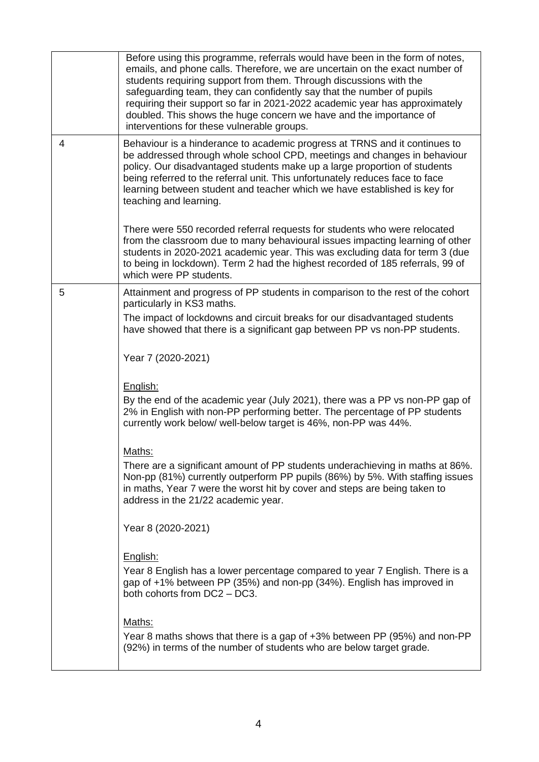| | |
|---|---|
| | Before using this programme, referrals would have been in the form of notes, emails, and phone calls. Therefore, we are uncertain on the exact number of students requiring support from them. Through discussions with the safeguarding team, they can confidently say that the number of pupils requiring their support so far in 2021-2022 academic year has approximately doubled. This shows the huge concern we have and the importance of interventions for these vulnerable groups. |
| 4 | Behaviour is a hinderance to academic progress at TRNS and it continues to be addressed through whole school CPD, meetings and changes in behaviour policy. Our disadvantaged students make up a large proportion of students being referred to the referral unit. This unfortunately reduces face to face learning between student and teacher which we have established is key for teaching and learning.<br><br>There were 550 recorded referral requests for students who were relocated from the classroom due to many behavioural issues impacting learning of other students in 2020-2021 academic year. This was excluding data for term 3 (due to being in lockdown). Term 2 had the highest recorded of 185 referrals, 99 of which were PP students. |
| 5 | Attainment and progress of PP students in comparison to the rest of the cohort particularly in KS3 maths.<br>The impact of lockdowns and circuit breaks for our disadvantaged students have showed that there is a significant gap between PP vs non-PP students.<br><br>Year 7 (2020-2021)<br><br><u>English:</u><br>By the end of the academic year (July 2021), there was a PP vs non-PP gap of 2% in English with non-PP performing better. The percentage of PP students currently work below/ well-below target is 46%, non-PP was 44%.<br><br><u>Maths:</u><br>There are a significant amount of PP students underachieving in maths at 86%. Non-pp (81%) currently outperform PP pupils (86%) by 5%. With staffing issues in maths, Year 7 were the worst hit by cover and steps are being taken to address in the 21/22 academic year.<br><br>Year 8 (2020-2021)<br><br><u>English:</u><br>Year 8 English has a lower percentage compared to year 7 English. There is a gap of +1% between PP (35%) and non-pp (34%). English has improved in both cohorts from DC2 – DC3.<br><br><u>Maths:</u><br>Year 8 maths shows that there is a gap of +3% between PP (95%) and non-PP (92%) in terms of the number of students who are below target grade. |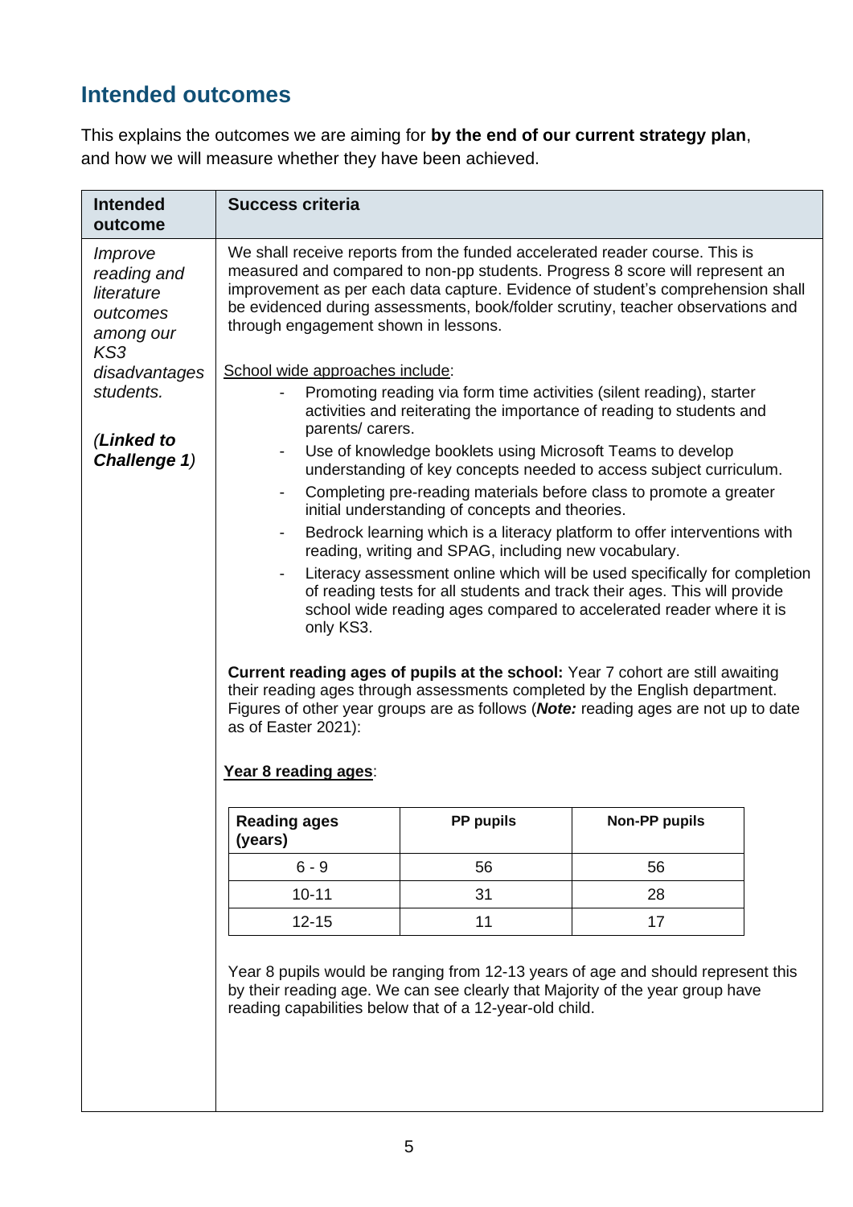## Intended outcomes

This explains the outcomes we are aiming for **by the end of our current strategy plan**, and how we will measure whether they have been achieved.

| Intended outcome | Success criteria |
|---|---|
| *Improve reading and literature outcomes among our KS3 disadvantages students.*<br><br>***(Linked to Challenge 1)*** | We shall receive reports from the funded accelerated reader course. This is measured and compared to non-pp students. Progress 8 score will represent an improvement as per each data capture. Evidence of student's comprehension shall be evidenced during assessments, book/folder scrutiny, teacher observations and through engagement shown in lessons.<br><br><u>School wide approaches include</u>:<br>- Promoting reading via form time activities (silent reading), starter activities and reiterating the importance of reading to students and parents/ carers.<br>- Use of knowledge booklets using Microsoft Teams to develop understanding of key concepts needed to access subject curriculum.<br>- Completing pre-reading materials before class to promote a greater initial understanding of concepts and theories.<br>- Bedrock learning which is a literacy platform to offer interventions with reading, writing and SPAG, including new vocabulary.<br>- Literacy assessment online which will be used specifically for completion of reading tests for all students and track their ages. This will provide school wide reading ages compared to accelerated reader where it is only KS3.<br><br>**Current reading ages of pupils at the school:** Year 7 cohort are still awaiting their reading ages through assessments completed by the English department. Figures of other year groups are as follows (***Note:*** reading ages are not up to date as of Easter 2021):<br><br>**<u>Year 8 reading ages</u>**:<br><br>(see table below)<br><br>Year 8 pupils would be ranging from 12-13 years of age and should represent this by their reading age. We can see clearly that Majority of the year group have reading capabilities below that of a 12-year-old child. |

**<u>Year 8 reading ages</u>**:

| Reading ages (years) | PP pupils | Non-PP pupils |
|---|---|---|
| 6 - 9 | 56 | 56 |
| 10-11 | 31 | 28 |
| 12-15 | 11 | 17 |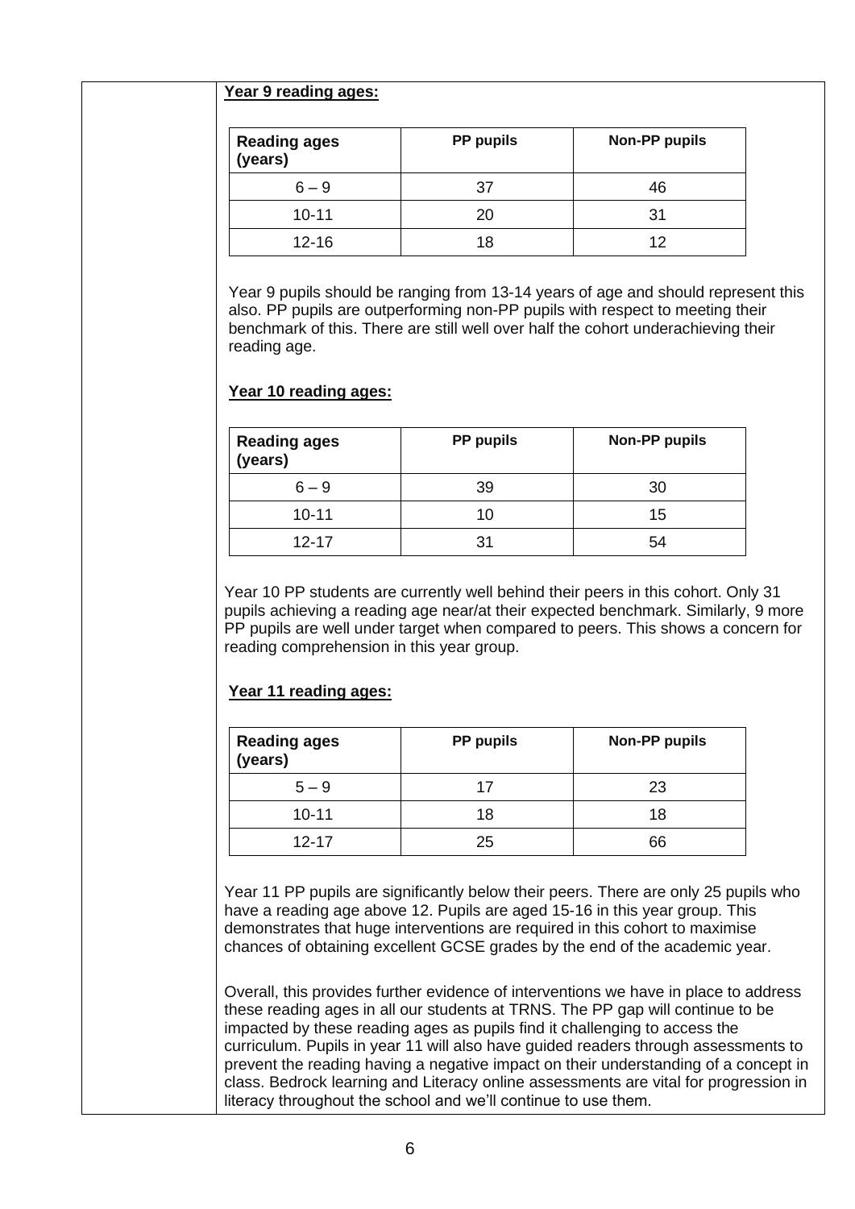**Year 9 reading ages:**

| Reading ages (years) | PP pupils | Non-PP pupils |
| --- | --- | --- |
| 6 – 9 | 37 | 46 |
| 10-11 | 20 | 31 |
| 12-16 | 18 | 12 |

Year 9 pupils should be ranging from 13-14 years of age and should represent this also. PP pupils are outperforming non-PP pupils with respect to meeting their benchmark of this. There are still well over half the cohort underachieving their reading age.

**Year 10 reading ages:**

| Reading ages (years) | PP pupils | Non-PP pupils |
| --- | --- | --- |
| 6 – 9 | 39 | 30 |
| 10-11 | 10 | 15 |
| 12-17 | 31 | 54 |

Year 10 PP students are currently well behind their peers in this cohort. Only 31 pupils achieving a reading age near/at their expected benchmark. Similarly, 9 more PP pupils are well under target when compared to peers. This shows a concern for reading comprehension in this year group.

**Year 11 reading ages:**

| Reading ages (years) | PP pupils | Non-PP pupils |
| --- | --- | --- |
| 5 – 9 | 17 | 23 |
| 10-11 | 18 | 18 |
| 12-17 | 25 | 66 |

Year 11 PP pupils are significantly below their peers. There are only 25 pupils who have a reading age above 12. Pupils are aged 15-16 in this year group. This demonstrates that huge interventions are required in this cohort to maximise chances of obtaining excellent GCSE grades by the end of the academic year.

Overall, this provides further evidence of interventions we have in place to address these reading ages in all our students at TRNS. The PP gap will continue to be impacted by these reading ages as pupils find it challenging to access the curriculum. Pupils in year 11 will also have guided readers through assessments to prevent the reading having a negative impact on their understanding of a concept in class. Bedrock learning and Literacy online assessments are vital for progression in literacy throughout the school and we'll continue to use them.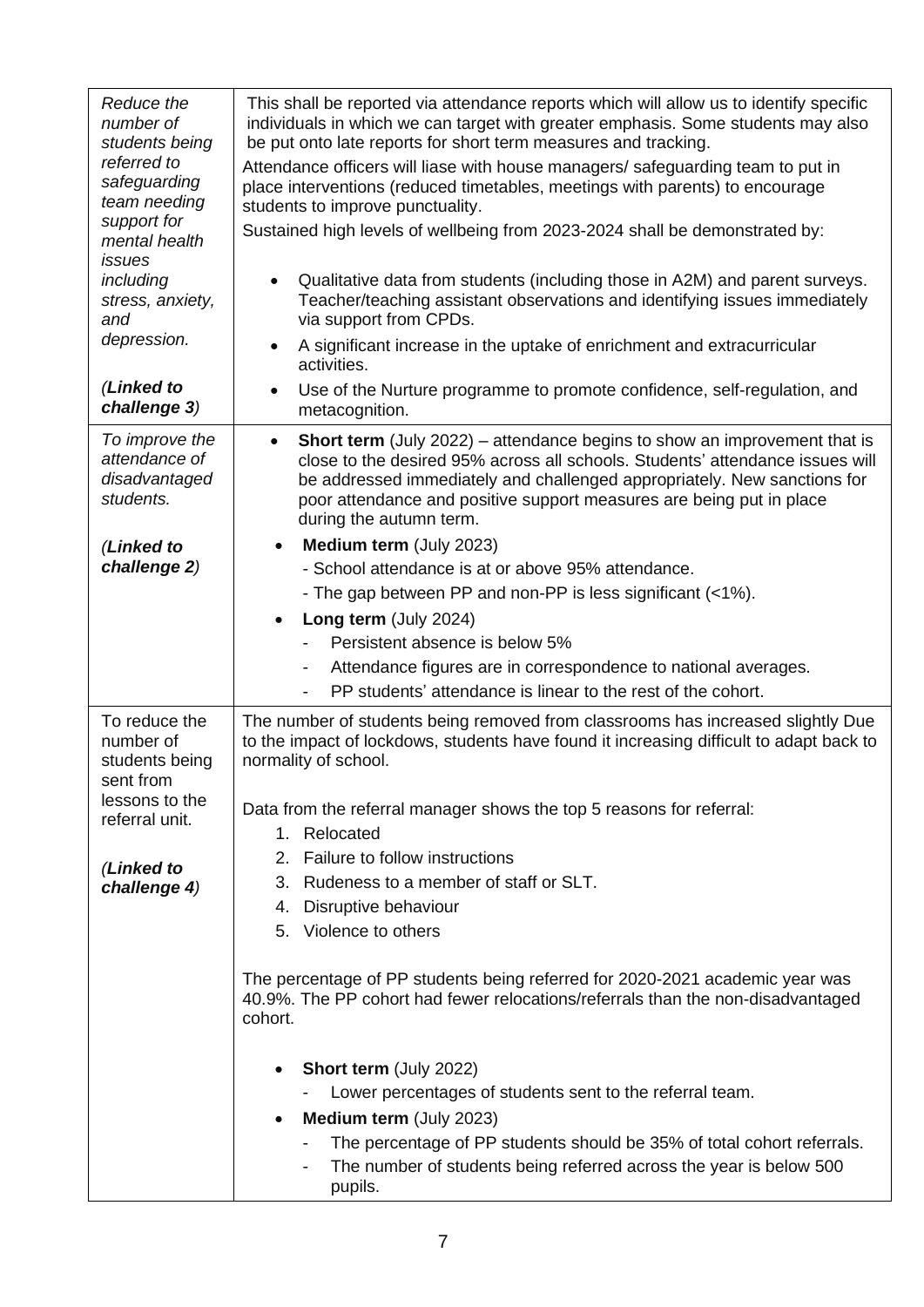| | |
|---|---|
| *Reduce the number of students being referred to safeguarding team needing support for mental health issues including stress, anxiety, and depression.*<br><br>*(**Linked to challenge 3**)* | This shall be reported via attendance reports which will allow us to identify specific individuals in which we can target with greater emphasis. Some students may also be put onto late reports for short term measures and tracking.<br>Attendance officers will liase with house managers/ safeguarding team to put in place interventions (reduced timetables, meetings with parents) to encourage students to improve punctuality.<br>Sustained high levels of wellbeing from 2023-2024 shall be demonstrated by:<br>• Qualitative data from students (including those in A2M) and parent surveys. Teacher/teaching assistant observations and identifying issues immediately via support from CPDs.<br>• A significant increase in the uptake of enrichment and extracurricular activities.<br>• Use of the Nurture programme to promote confidence, self-regulation, and metacognition. |
| *To improve the attendance of disadvantaged students.*<br><br>*(**Linked to challenge 2**)* | • **Short term** (July 2022) – attendance begins to show an improvement that is close to the desired 95% across all schools. Students' attendance issues will be addressed immediately and challenged appropriately. New sanctions for poor attendance and positive support measures are being put in place during the autumn term.<br>• **Medium term** (July 2023)<br>- School attendance is at or above 95% attendance.<br>- The gap between PP and non-PP is less significant (<1%).<br>• **Long term** (July 2024)<br>- Persistent absence is below 5%<br>- Attendance figures are in correspondence to national averages.<br>- PP students' attendance is linear to the rest of the cohort. |
| To reduce the number of students being sent from lessons to the referral unit.<br><br>*(**Linked to challenge 4**)* | The number of students being removed from classrooms has increased slightly Due to the impact of lockdows, students have found it increasing difficult to adapt back to normality of school.<br><br>Data from the referral manager shows the top 5 reasons for referral:<br>1. Relocated<br>2. Failure to follow instructions<br>3. Rudeness to a member of staff or SLT.<br>4. Disruptive behaviour<br>5. Violence to others<br><br>The percentage of PP students being referred for 2020-2021 academic year was 40.9%. The PP cohort had fewer relocations/referrals than the non-disadvantaged cohort.<br><br>• **Short term** (July 2022)<br>- Lower percentages of students sent to the referral team.<br>• **Medium term** (July 2023)<br>- The percentage of PP students should be 35% of total cohort referrals.<br>- The number of students being referred across the year is below 500 pupils. |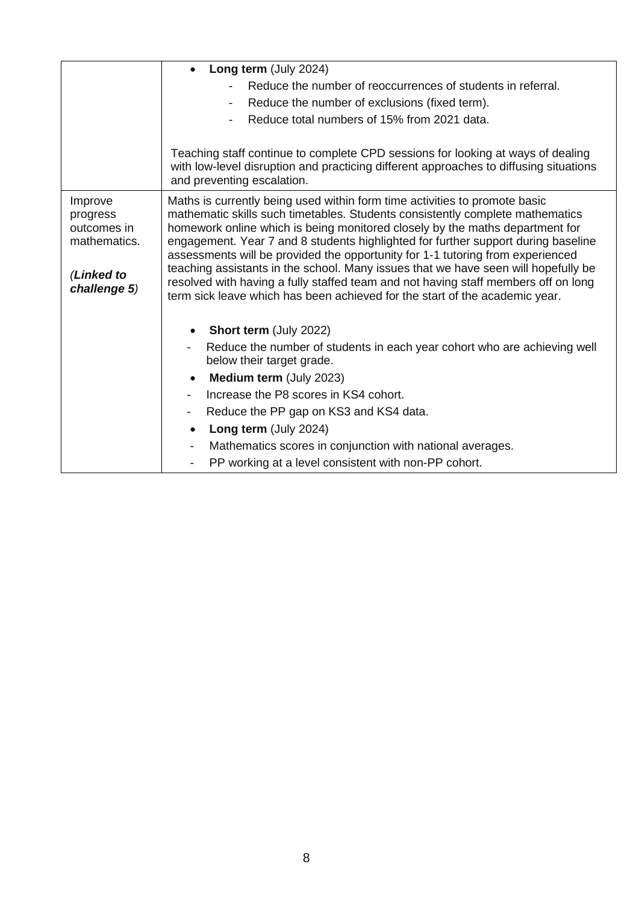| | |
|---|---|
| | • **Long term** (July 2024)<br>- Reduce the number of reoccurrences of students in referral.<br>- Reduce the number of exclusions (fixed term).<br>- Reduce total numbers of 15% from 2021 data.<br><br>Teaching staff continue to complete CPD sessions for looking at ways of dealing with low-level disruption and practicing different approaches to diffusing situations and preventing escalation. |
| Improve progress outcomes in mathematics.<br><br>*(**Linked to challenge 5**)* | Maths is currently being used within form time activities to promote basic mathematic skills such timetables. Students consistently complete mathematics homework online which is being monitored closely by the maths department for engagement. Year 7 and 8 students highlighted for further support during baseline assessments will be provided the opportunity for 1-1 tutoring from experienced teaching assistants in the school. Many issues that we have seen will hopefully be resolved with having a fully staffed team and not having staff members off on long term sick leave which has been achieved for the start of the academic year.<br><br>• **Short term** (July 2022)<br>- Reduce the number of students in each year cohort who are achieving well below their target grade.<br>• **Medium term** (July 2023)<br>- Increase the P8 scores in KS4 cohort.<br>- Reduce the PP gap on KS3 and KS4 data.<br>• **Long term** (July 2024)<br>- Mathematics scores in conjunction with national averages.<br>- PP working at a level consistent with non-PP cohort. |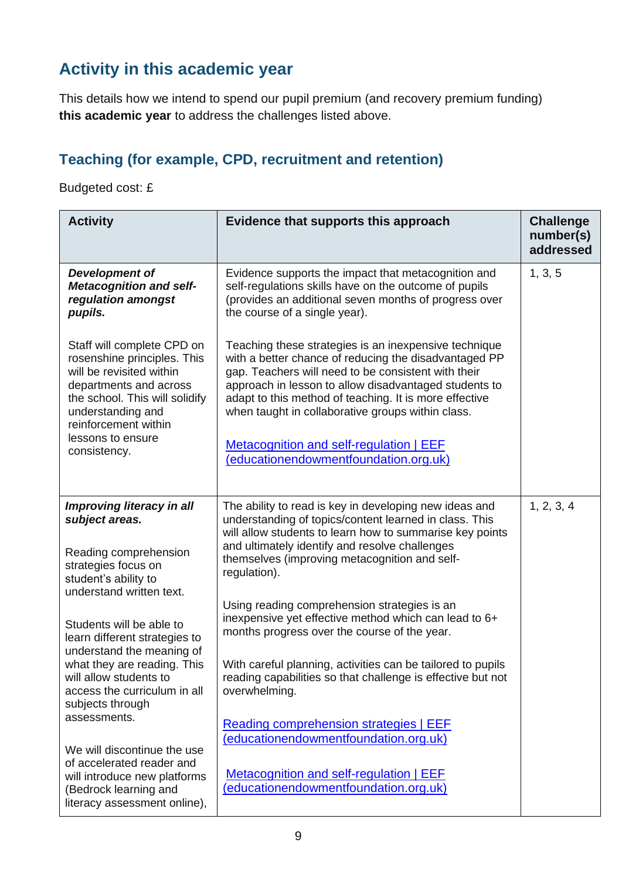## Activity in this academic year

This details how we intend to spend our pupil premium (and recovery premium funding) **this academic year** to address the challenges listed above.

### Teaching (for example, CPD, recruitment and retention)

Budgeted cost: £

| Activity | Evidence that supports this approach | Challenge number(s) addressed |
|---|---|---|
| ***Development of Metacognition and self-regulation amongst pupils.***<br><br>Staff will complete CPD on rosenshine principles. This will be revisited within departments and across the school. This will solidify understanding and reinforcement within lessons to ensure consistency. | Evidence supports the impact that metacognition and self-regulations skills have on the outcome of pupils (provides an additional seven months of progress over the course of a single year).<br><br>Teaching these strategies is an inexpensive technique with a better chance of reducing the disadvantaged PP gap. Teachers will need to be consistent with their approach in lesson to allow disadvantaged students to adapt to this method of teaching. It is more effective when taught in collaborative groups within class.<br><br>[Metacognition and self-regulation \| EEF (educationendowmentfoundation.org.uk)] | 1, 3, 5 |
| ***Improving literacy in all subject areas.***<br><br>Reading comprehension strategies focus on student's ability to understand written text.<br><br>Students will be able to learn different strategies to understand the meaning of what they are reading. This will allow students to access the curriculum in all subjects through assessments.<br><br>We will discontinue the use of accelerated reader and will introduce new platforms (Bedrock learning and literacy assessment online), | The ability to read is key in developing new ideas and understanding of topics/content learned in class. This will allow students to learn how to summarise key points and ultimately identify and resolve challenges themselves (improving metacognition and self-regulation).<br><br>Using reading comprehension strategies is an inexpensive yet effective method which can lead to 6+ months progress over the course of the year.<br><br>With careful planning, activities can be tailored to pupils reading capabilities so that challenge is effective but not overwhelming.<br><br>[Reading comprehension strategies \| EEF (educationendowmentfoundation.org.uk)]<br><br>[Metacognition and self-regulation \| EEF (educationendowmentfoundation.org.uk)] | 1, 2, 3, 4 |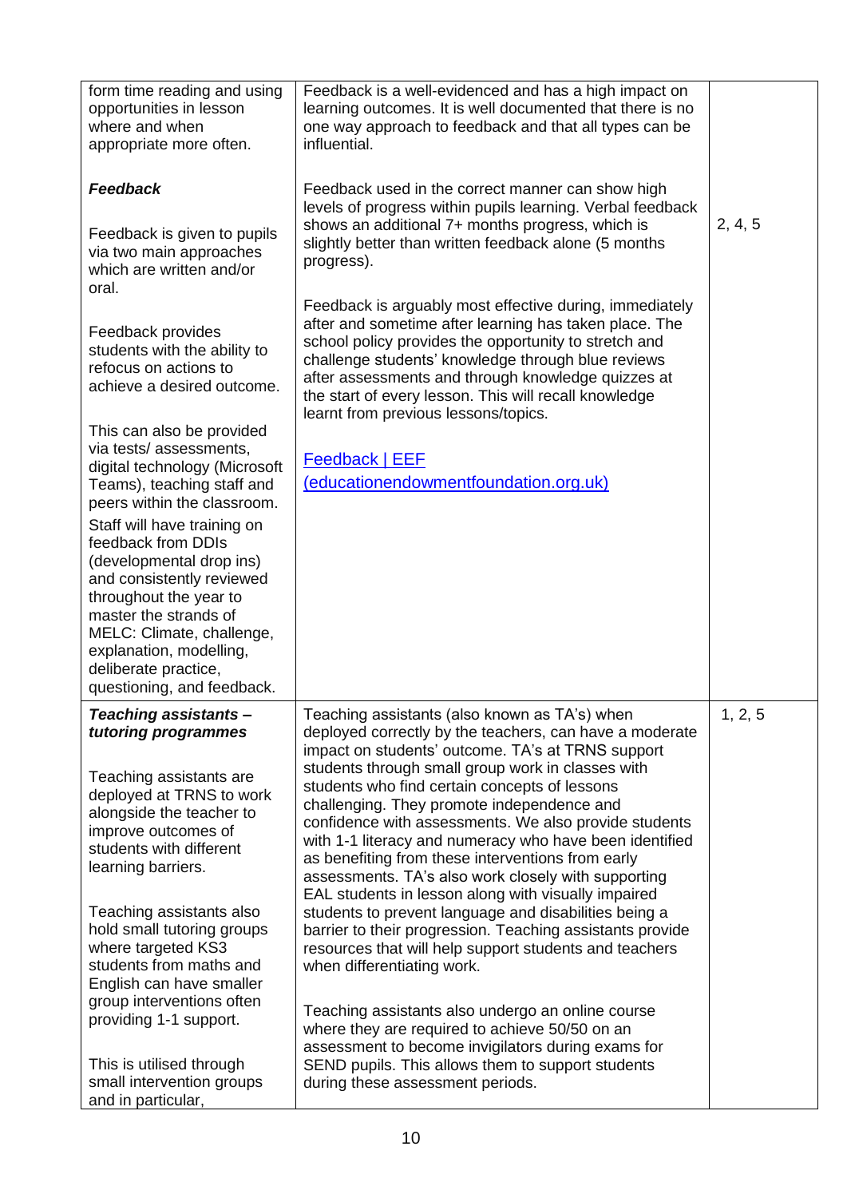| | | |
|---|---|---|
| form time reading and using opportunities in lesson where and when appropriate more often.<br><br>***Feedback***<br><br>Feedback is given to pupils via two main approaches which are written and/or oral.<br><br>Feedback provides students with the ability to refocus on actions to achieve a desired outcome.<br><br>This can also be provided via tests/ assessments, digital technology (Microsoft Teams), teaching staff and peers within the classroom.<br><br>Staff will have training on feedback from DDIs (developmental drop ins) and consistently reviewed throughout the year to master the strands of MELC: Climate, challenge, explanation, modelling, deliberate practice, questioning, and feedback. | Feedback is a well-evidenced and has a high impact on learning outcomes. It is well documented that there is no one way approach to feedback and that all types can be influential.<br><br>Feedback used in the correct manner can show high levels of progress within pupils learning. Verbal feedback shows an additional 7+ months progress, which is slightly better than written feedback alone (5 months progress).<br><br>Feedback is arguably most effective during, immediately after and sometime after learning has taken place. The school policy provides the opportunity to stretch and challenge students' knowledge through blue reviews after assessments and through knowledge quizzes at the start of every lesson. This will recall knowledge learnt from previous lessons/topics.<br><br>[Feedback \| EEF (educationendowmentfoundation.org.uk)](educationendowmentfoundation.org.uk) | 2, 4, 5 |
| ***Teaching assistants – tutoring programmes***<br><br>Teaching assistants are deployed at TRNS to work alongside the teacher to improve outcomes of students with different learning barriers.<br><br>Teaching assistants also hold small tutoring groups where targeted KS3 students from maths and English can have smaller group interventions often providing 1-1 support.<br><br>This is utilised through small intervention groups and in particular, | Teaching assistants (also known as TA's) when deployed correctly by the teachers, can have a moderate impact on students' outcome. TA's at TRNS support students through small group work in classes with students who find certain concepts of lessons challenging. They promote independence and confidence with assessments. We also provide students with 1-1 literacy and numeracy who have been identified as benefiting from these interventions from early assessments. TA's also work closely with supporting EAL students in lesson along with visually impaired students to prevent language and disabilities being a barrier to their progression. Teaching assistants provide resources that will help support students and teachers when differentiating work.<br><br>Teaching assistants also undergo an online course where they are required to achieve 50/50 on an assessment to become invigilators during exams for SEND pupils. This allows them to support students during these assessment periods. | 1, 2, 5 |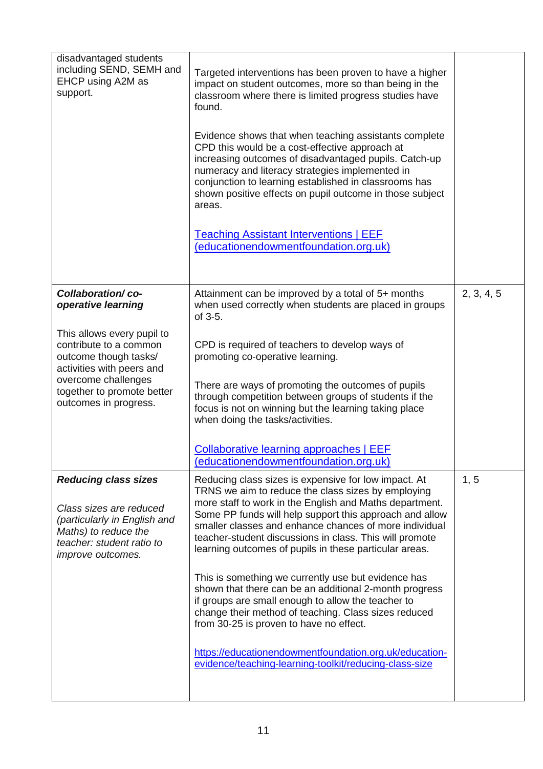| | | |
|---|---|---|
| disadvantaged students including SEND, SEMH and EHCP using A2M as support. | Targeted interventions has been proven to have a higher impact on student outcomes, more so than being in the classroom where there is limited progress studies have found.<br><br>Evidence shows that when teaching assistants complete CPD this would be a cost-effective approach at increasing outcomes of disadvantaged pupils. Catch-up numeracy and literacy strategies implemented in conjunction to learning established in classrooms has shown positive effects on pupil outcome in those subject areas.<br><br>[Teaching Assistant Interventions \| EEF (educationendowmentfoundation.org.uk)]() | |
| ***Collaboration/ co-operative learning***<br><br>This allows every pupil to contribute to a common outcome though tasks/ activities with peers and overcome challenges together to promote better outcomes in progress. | Attainment can be improved by a total of 5+ months when used correctly when students are placed in groups of 3-5.<br><br>CPD is required of teachers to develop ways of promoting co-operative learning.<br><br>There are ways of promoting the outcomes of pupils through competition between groups of students if the focus is not on winning but the learning taking place when doing the tasks/activities.<br><br>[Collaborative learning approaches \| EEF (educationendowmentfoundation.org.uk)]() | 2, 3, 4, 5 |
| ***Reducing class sizes***<br><br>*Class sizes are reduced (particularly in English and Maths) to reduce the teacher: student ratio to improve outcomes.* | Reducing class sizes is expensive for low impact. At TRNS we aim to reduce the class sizes by employing more staff to work in the English and Maths department. Some PP funds will help support this approach and allow smaller classes and enhance chances of more individual teacher-student discussions in class. This will promote learning outcomes of pupils in these particular areas.<br><br>This is something we currently use but evidence has shown that there can be an additional 2-month progress if groups are small enough to allow the teacher to change their method of teaching. Class sizes reduced from 30-25 is proven to have no effect.<br><br>https://educationendowmentfoundation.org.uk/education-evidence/teaching-learning-toolkit/reducing-class-size | 1, 5 |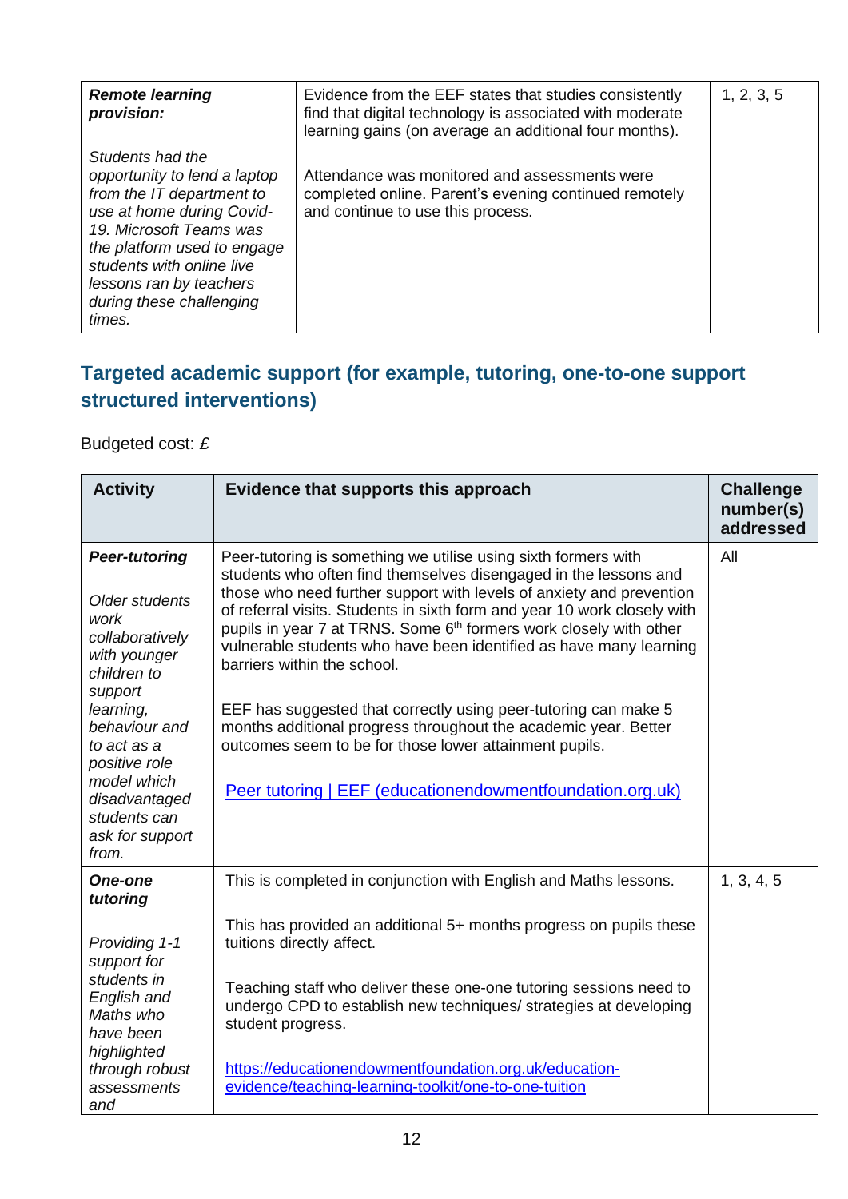| *Remote learning provision:* | | |
|---|---|---|
| ***Remote learning provision:***<br><br>*Students had the opportunity to lend a laptop from the IT department to use at home during Covid-19. Microsoft Teams was the platform used to engage students with online live lessons ran by teachers during these challenging times.* | Evidence from the EEF states that studies consistently find that digital technology is associated with moderate learning gains (on average an additional four months).<br><br>Attendance was monitored and assessments were completed online. Parent's evening continued remotely and continue to use this process. | 1, 2, 3, 5 |

## Targeted academic support (for example, tutoring, one-to-one support structured interventions)

Budgeted cost: £

| Activity | Evidence that supports this approach | Challenge number(s) addressed |
|---|---|---|
| ***Peer-tutoring***<br><br>*Older students work collaboratively with younger children to support learning, behaviour and to act as a positive role model which disadvantaged students can ask for support from.* | Peer-tutoring is something we utilise using sixth formers with students who often find themselves disengaged in the lessons and those who need further support with levels of anxiety and prevention of referral visits. Students in sixth form and year 10 work closely with pupils in year 7 at TRNS. Some 6th formers work closely with other vulnerable students who have been identified as have many learning barriers within the school.<br><br>EEF has suggested that correctly using peer-tutoring can make 5 months additional progress throughout the academic year. Better outcomes seem to be for those lower attainment pupils.<br><br>[Peer tutoring \| EEF (educationendowmentfoundation.org.uk)](https://educationendowmentfoundation.org.uk) | All |
| ***One-one tutoring***<br><br>*Providing 1-1 support for students in English and Maths who have been highlighted through robust assessments and* | This is completed in conjunction with English and Maths lessons.<br><br>This has provided an additional 5+ months progress on pupils these tuitions directly affect.<br><br>Teaching staff who deliver these one-one tutoring sessions need to undergo CPD to establish new techniques/ strategies at developing student progress.<br><br>https://educationendowmentfoundation.org.uk/education-evidence/teaching-learning-toolkit/one-to-one-tuition | 1, 3, 4, 5 |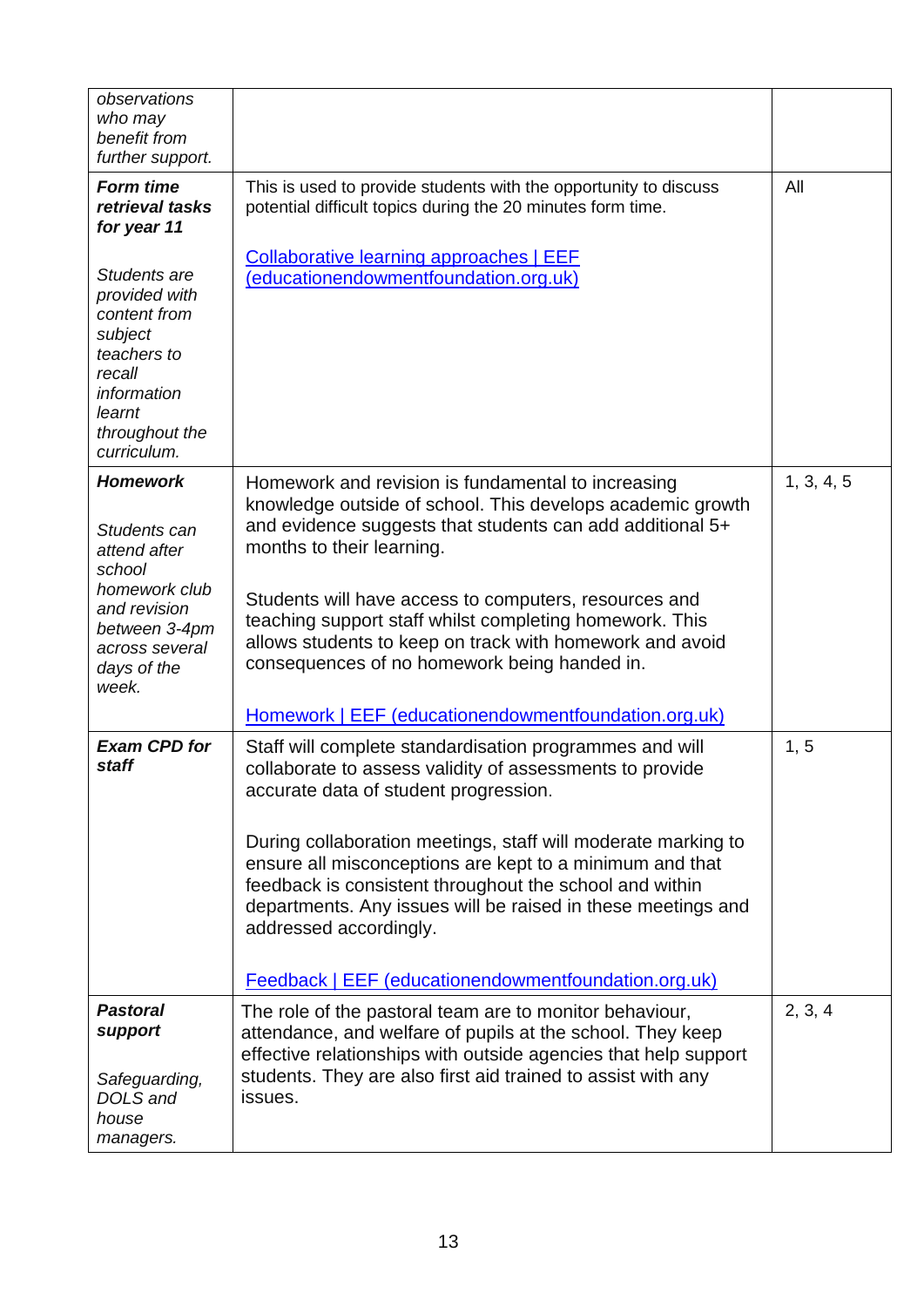| | | |
|---|---|---|
| *observations who may benefit from further support.* | | |
| ***Form time retrieval tasks for year 11***<br><br>*Students are provided with content from subject teachers to recall information learnt throughout the curriculum.* | This is used to provide students with the opportunity to discuss potential difficult topics during the 20 minutes form time.<br><br>[Collaborative learning approaches \| EEF (educationendowmentfoundation.org.uk)](educationendowmentfoundation.org.uk) | All |
| ***Homework***<br><br>*Students can attend after school homework club and revision between 3-4pm across several days of the week.* | Homework and revision is fundamental to increasing knowledge outside of school. This develops academic growth and evidence suggests that students can add additional 5+ months to their learning.<br><br>Students will have access to computers, resources and teaching support staff whilst completing homework. This allows students to keep on track with homework and avoid consequences of no homework being handed in.<br><br>[Homework \| EEF (educationendowmentfoundation.org.uk)](educationendowmentfoundation.org.uk) | 1, 3, 4, 5 |
| ***Exam CPD for staff*** | Staff will complete standardisation programmes and will collaborate to assess validity of assessments to provide accurate data of student progression.<br><br>During collaboration meetings, staff will moderate marking to ensure all misconceptions are kept to a minimum and that feedback is consistent throughout the school and within departments. Any issues will be raised in these meetings and addressed accordingly.<br><br>[Feedback \| EEF (educationendowmentfoundation.org.uk)](educationendowmentfoundation.org.uk) | 1, 5 |
| ***Pastoral support***<br><br>*Safeguarding, DOLS and house managers.* | The role of the pastoral team are to monitor behaviour, attendance, and welfare of pupils at the school. They keep effective relationships with outside agencies that help support students. They are also first aid trained to assist with any issues. | 2, 3, 4 |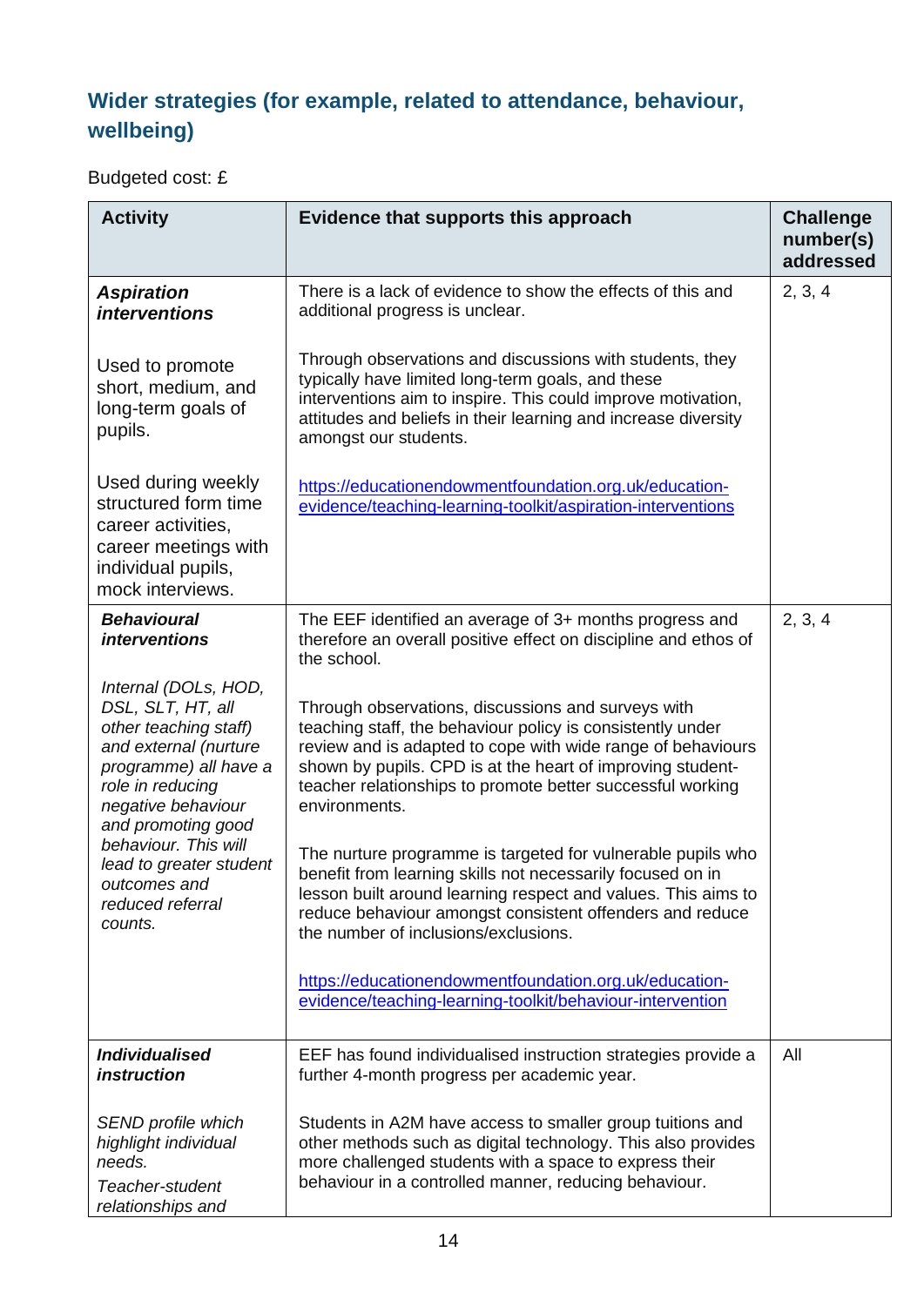## Wider strategies (for example, related to attendance, behaviour, wellbeing)

Budgeted cost: £

| Activity | Evidence that supports this approach | Challenge number(s) addressed |
| --- | --- | --- |
| ***Aspiration interventions***<br><br>Used to promote short, medium, and long-term goals of pupils.<br><br>Used during weekly structured form time career activities, career meetings with individual pupils, mock interviews. | There is a lack of evidence to show the effects of this and additional progress is unclear.<br><br>Through observations and discussions with students, they typically have limited long-term goals, and these interventions aim to inspire. This could improve motivation, attitudes and beliefs in their learning and increase diversity amongst our students.<br><br>[https://educationendowmentfoundation.org.uk/education-evidence/teaching-learning-toolkit/aspiration-interventions](https://educationendowmentfoundation.org.uk/education-evidence/teaching-learning-toolkit/aspiration-interventions) | 2, 3, 4 |
| ***Behavioural interventions***<br><br>*Internal (DOLs, HOD, DSL, SLT, HT, all other teaching staff) and external (nurture programme) all have a role in reducing negative behaviour and promoting good behaviour. This will lead to greater student outcomes and reduced referral counts.* | The EEF identified an average of 3+ months progress and therefore an overall positive effect on discipline and ethos of the school.<br><br>Through observations, discussions and surveys with teaching staff, the behaviour policy is consistently under review and is adapted to cope with wide range of behaviours shown by pupils. CPD is at the heart of improving student-teacher relationships to promote better successful working environments.<br><br>The nurture programme is targeted for vulnerable pupils who benefit from learning skills not necessarily focused on in lesson built around learning respect and values. This aims to reduce behaviour amongst consistent offenders and reduce the number of inclusions/exclusions.<br><br>[https://educationendowmentfoundation.org.uk/education-evidence/teaching-learning-toolkit/behaviour-intervention](https://educationendowmentfoundation.org.uk/education-evidence/teaching-learning-toolkit/behaviour-intervention) | 2, 3, 4 |
| ***Individualised instruction***<br><br>*SEND profile which highlight individual needs.*<br>*Teacher-student relationships and* | EEF has found individualised instruction strategies provide a further 4-month progress per academic year.<br><br>Students in A2M have access to smaller group tuitions and other methods such as digital technology. This also provides more challenged students with a space to express their behaviour in a controlled manner, reducing behaviour. | All |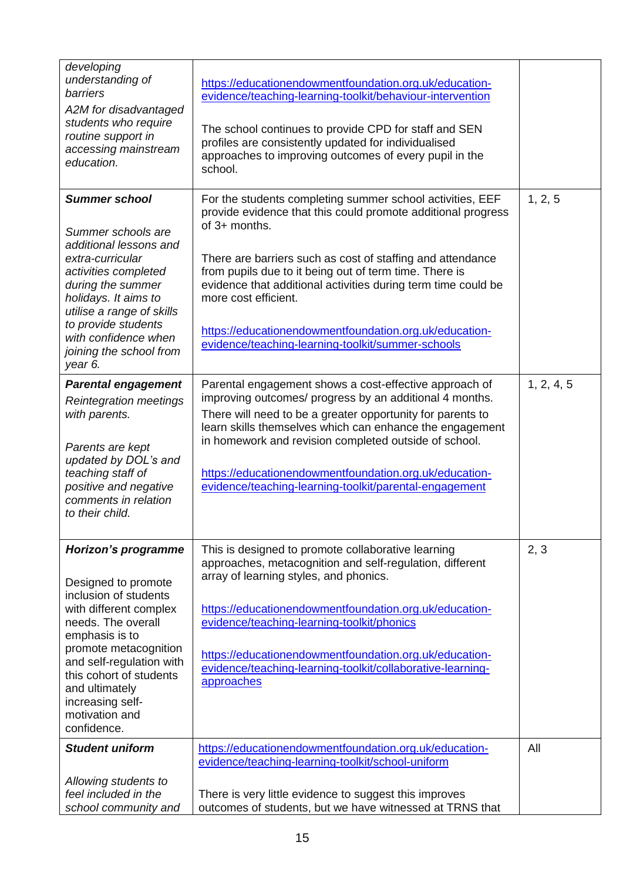| | | |
|---|---|---|
| *developing understanding of barriers*<br><br>*A2M for disadvantaged students who require routine support in accessing mainstream education.* | https://educationendowmentfoundation.org.uk/education-evidence/teaching-learning-toolkit/behaviour-intervention<br><br>The school continues to provide CPD for staff and SEN profiles are consistently updated for individualised approaches to improving outcomes of every pupil in the school. | |
| ***Summer school***<br><br>*Summer schools are additional lessons and extra-curricular activities completed during the summer holidays. It aims to utilise a range of skills to provide students with confidence when joining the school from year 6.* | For the students completing summer school activities, EEF provide evidence that this could promote additional progress of 3+ months.<br><br>There are barriers such as cost of staffing and attendance from pupils due to it being out of term time. There is evidence that additional activities during term time could be more cost efficient.<br><br>https://educationendowmentfoundation.org.uk/education-evidence/teaching-learning-toolkit/summer-schools | 1, 2, 5 |
| ***Parental engagement***<br><br>*Reintegration meetings with parents.*<br><br>*Parents are kept updated by DOL's and teaching staff of positive and negative comments in relation to their child.* | Parental engagement shows a cost-effective approach of improving outcomes/ progress by an additional 4 months.<br><br>There will need to be a greater opportunity for parents to learn skills themselves which can enhance the engagement in homework and revision completed outside of school.<br><br>https://educationendowmentfoundation.org.uk/education-evidence/teaching-learning-toolkit/parental-engagement | 1, 2, 4, 5 |
| ***Horizon's programme***<br><br>Designed to promote inclusion of students with different complex needs. The overall emphasis is to promote metacognition and self-regulation with this cohort of students and ultimately increasing self-motivation and confidence. | This is designed to promote collaborative learning approaches, metacognition and self-regulation, different array of learning styles, and phonics.<br><br>https://educationendowmentfoundation.org.uk/education-evidence/teaching-learning-toolkit/phonics<br><br>https://educationendowmentfoundation.org.uk/education-evidence/teaching-learning-toolkit/collaborative-learning-approaches | 2, 3 |
| ***Student uniform***<br><br>*Allowing students to feel included in the school community and* | https://educationendowmentfoundation.org.uk/education-evidence/teaching-learning-toolkit/school-uniform<br><br>There is very little evidence to suggest this improves outcomes of students, but we have witnessed at TRNS that | All |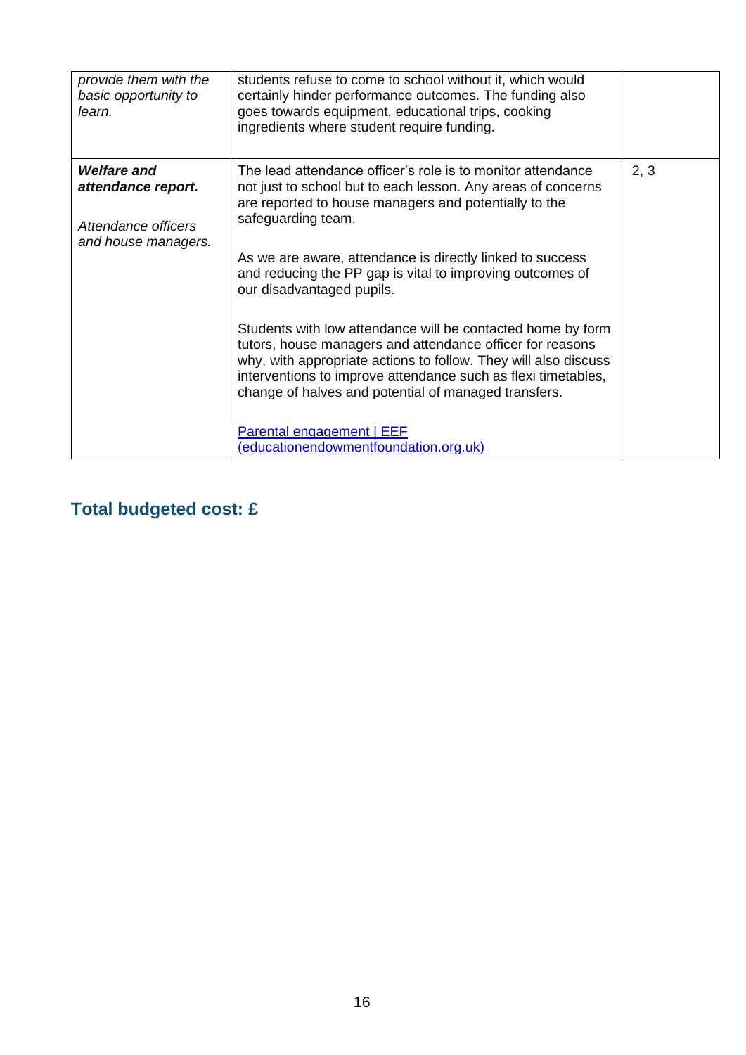| | | |
|---|---|---|
| *provide them with the basic opportunity to learn.* | students refuse to come to school without it, which would certainly hinder performance outcomes. The funding also goes towards equipment, educational trips, cooking ingredients where student require funding. | |
| ***Welfare and attendance report.***<br><br>*Attendance officers and house managers.* | The lead attendance officer's role is to monitor attendance not just to school but to each lesson. Any areas of concerns are reported to house managers and potentially to the safeguarding team.<br><br>As we are aware, attendance is directly linked to success and reducing the PP gap is vital to improving outcomes of our disadvantaged pupils.<br><br>Students with low attendance will be contacted home by form tutors, house managers and attendance officer for reasons why, with appropriate actions to follow. They will also discuss interventions to improve attendance such as flexi timetables, change of halves and potential of managed transfers.<br><br>[Parental engagement \| EEF (educationendowmentfoundation.org.uk)]() | 2, 3 |

## Total budgeted cost: £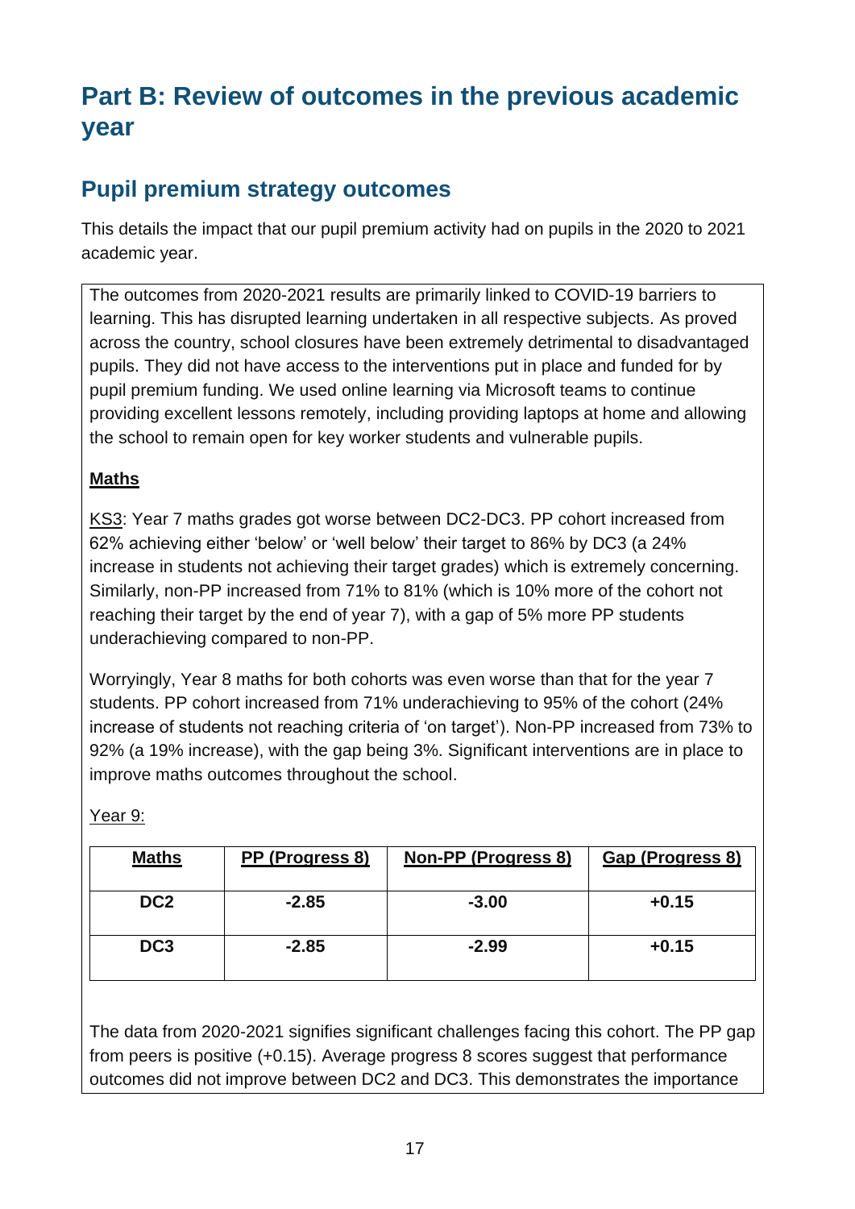# Part B: Review of outcomes in the previous academic year

## Pupil premium strategy outcomes

This details the impact that our pupil premium activity had on pupils in the 2020 to 2021 academic year.

The outcomes from 2020-2021 results are primarily linked to COVID-19 barriers to learning. This has disrupted learning undertaken in all respective subjects. As proved across the country, school closures have been extremely detrimental to disadvantaged pupils. They did not have access to the interventions put in place and funded for by pupil premium funding. We used online learning via Microsoft teams to continue providing excellent lessons remotely, including providing laptops at home and allowing the school to remain open for key worker students and vulnerable pupils.

**Maths**

KS3: Year 7 maths grades got worse between DC2-DC3. PP cohort increased from 62% achieving either 'below' or 'well below' their target to 86% by DC3 (a 24% increase in students not achieving their target grades) which is extremely concerning. Similarly, non-PP increased from 71% to 81% (which is 10% more of the cohort not reaching their target by the end of year 7), with a gap of 5% more PP students underachieving compared to non-PP.

Worryingly, Year 8 maths for both cohorts was even worse than that for the year 7 students. PP cohort increased from 71% underachieving to 95% of the cohort (24% increase of students not reaching criteria of 'on target'). Non-PP increased from 73% to 92% (a 19% increase), with the gap being 3%. Significant interventions are in place to improve maths outcomes throughout the school.

Year 9:

| Maths | PP (Progress 8) | Non-PP (Progress 8) | Gap (Progress 8) |
|---|---|---|---|
| DC2 | -2.85 | -3.00 | +0.15 |
| DC3 | -2.85 | -2.99 | +0.15 |

The data from 2020-2021 signifies significant challenges facing this cohort. The PP gap from peers is positive (+0.15). Average progress 8 scores suggest that performance outcomes did not improve between DC2 and DC3. This demonstrates the importance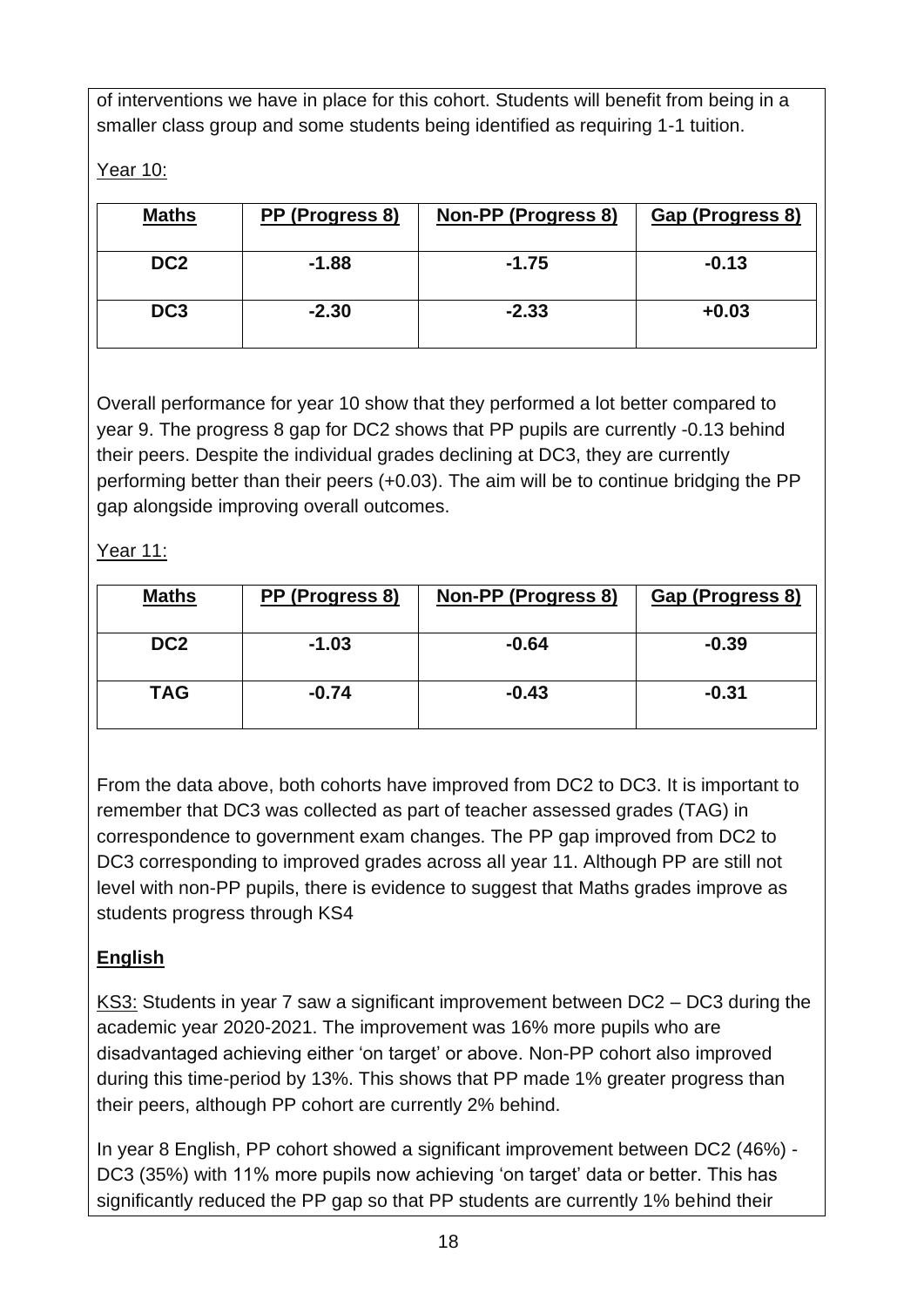of interventions we have in place for this cohort. Students will benefit from being in a smaller class group and some students being identified as requiring 1-1 tuition.

Year 10:

| **Maths** | **PP (Progress 8)** | **Non-PP (Progress 8)** | **Gap (Progress 8)** |
|---|---|---|---|
| **DC2** | **-1.88** | **-1.75** | **-0.13** |
| **DC3** | **-2.30** | **-2.33** | **+0.03** |

Overall performance for year 10 show that they performed a lot better compared to year 9. The progress 8 gap for DC2 shows that PP pupils are currently -0.13 behind their peers. Despite the individual grades declining at DC3, they are currently performing better than their peers (+0.03). The aim will be to continue bridging the PP gap alongside improving overall outcomes.

Year 11:

| **Maths** | **PP (Progress 8)** | **Non-PP (Progress 8)** | **Gap (Progress 8)** |
|---|---|---|---|
| **DC2** | **-1.03** | **-0.64** | **-0.39** |
| **TAG** | **-0.74** | **-0.43** | **-0.31** |

From the data above, both cohorts have improved from DC2 to DC3. It is important to remember that DC3 was collected as part of teacher assessed grades (TAG) in correspondence to government exam changes. The PP gap improved from DC2 to DC3 corresponding to improved grades across all year 11. Although PP are still not level with non-PP pupils, there is evidence to suggest that Maths grades improve as students progress through KS4

**English**

KS3: Students in year 7 saw a significant improvement between DC2 – DC3 during the academic year 2020-2021. The improvement was 16% more pupils who are disadvantaged achieving either 'on target' or above. Non-PP cohort also improved during this time-period by 13%. This shows that PP made 1% greater progress than their peers, although PP cohort are currently 2% behind.

In year 8 English, PP cohort showed a significant improvement between DC2 (46%) - DC3 (35%) with 11% more pupils now achieving 'on target' data or better. This has significantly reduced the PP gap so that PP students are currently 1% behind their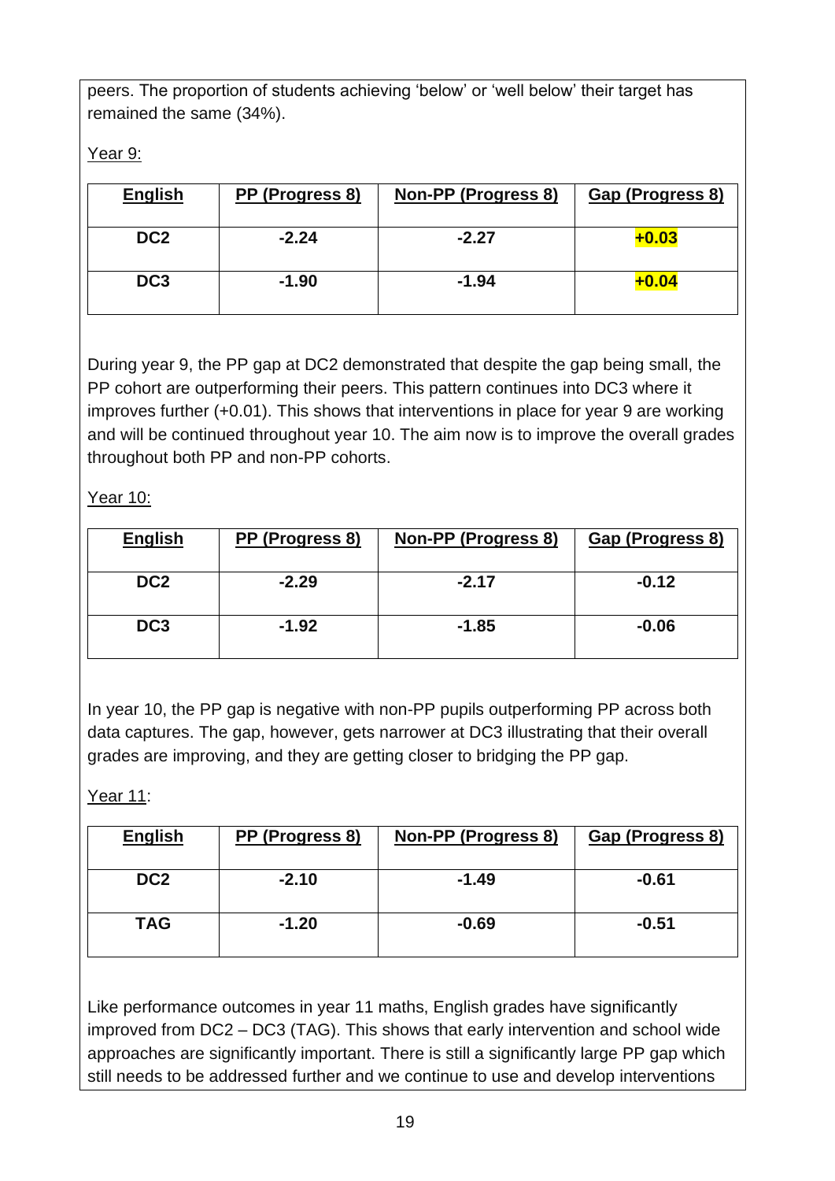peers. The proportion of students achieving 'below' or 'well below' their target has remained the same (34%).

Year 9:

| **English** | **PP (Progress 8)** | **Non-PP (Progress 8)** | **Gap (Progress 8)** |
|---|---|---|---|
| **DC2** | **-2.24** | **-2.27** | **+0.03** |
| **DC3** | **-1.90** | **-1.94** | **+0.04** |

During year 9, the PP gap at DC2 demonstrated that despite the gap being small, the PP cohort are outperforming their peers. This pattern continues into DC3 where it improves further (+0.01). This shows that interventions in place for year 9 are working and will be continued throughout year 10. The aim now is to improve the overall grades throughout both PP and non-PP cohorts.

Year 10:

| **English** | **PP (Progress 8)** | **Non-PP (Progress 8)** | **Gap (Progress 8)** |
|---|---|---|---|
| **DC2** | **-2.29** | **-2.17** | **-0.12** |
| **DC3** | **-1.92** | **-1.85** | **-0.06** |

In year 10, the PP gap is negative with non-PP pupils outperforming PP across both data captures. The gap, however, gets narrower at DC3 illustrating that their overall grades are improving, and they are getting closer to bridging the PP gap.

Year 11:

| **English** | **PP (Progress 8)** | **Non-PP (Progress 8)** | **Gap (Progress 8)** |
|---|---|---|---|
| **DC2** | **-2.10** | **-1.49** | **-0.61** |
| **TAG** | **-1.20** | **-0.69** | **-0.51** |

Like performance outcomes in year 11 maths, English grades have significantly improved from DC2 – DC3 (TAG). This shows that early intervention and school wide approaches are significantly important. There is still a significantly large PP gap which still needs to be addressed further and we continue to use and develop interventions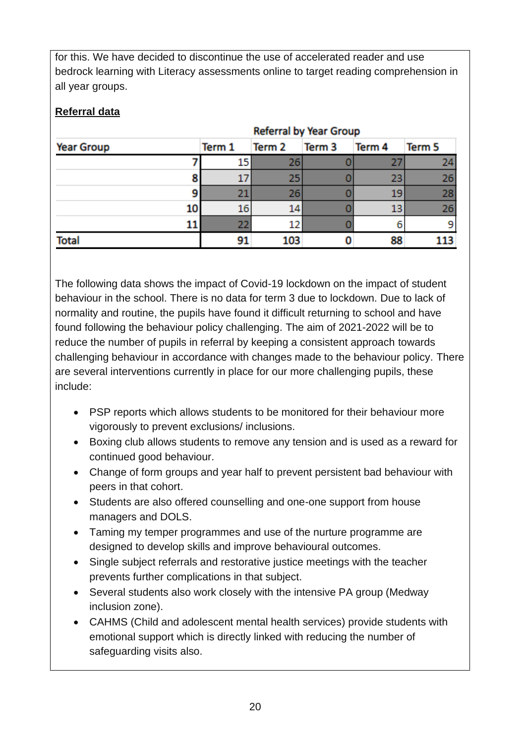for this. We have decided to discontinue the use of accelerated reader and use bedrock learning with Literacy assessments online to target reading comprehension in all year groups.

**Referral data**

| | Referral by Year Group | | | | |
|---|---|---|---|---|---|
| **Year Group** | **Term 1** | **Term 2** | **Term 3** | **Term 4** | **Term 5** |
| 7 | 15 | 26 | 0 | 27 | 24 |
| 8 | 17 | 25 | 0 | 23 | 26 |
| 9 | 21 | 26 | 0 | 19 | 28 |
| 10 | 16 | 14 | 0 | 13 | 26 |
| 11 | 22 | 12 | 0 | 6 | 9 |
| **Total** | **91** | **103** | **0** | **88** | **113** |

The following data shows the impact of Covid-19 lockdown on the impact of student behaviour in the school. There is no data for term 3 due to lockdown. Due to lack of normality and routine, the pupils have found it difficult returning to school and have found following the behaviour policy challenging. The aim of 2021-2022 will be to reduce the number of pupils in referral by keeping a consistent approach towards challenging behaviour in accordance with changes made to the behaviour policy. There are several interventions currently in place for our more challenging pupils, these include:

- PSP reports which allows students to be monitored for their behaviour more vigorously to prevent exclusions/ inclusions.
- Boxing club allows students to remove any tension and is used as a reward for continued good behaviour.
- Change of form groups and year half to prevent persistent bad behaviour with peers in that cohort.
- Students are also offered counselling and one-one support from house managers and DOLS.
- Taming my temper programmes and use of the nurture programme are designed to develop skills and improve behavioural outcomes.
- Single subject referrals and restorative justice meetings with the teacher prevents further complications in that subject.
- Several students also work closely with the intensive PA group (Medway inclusion zone).
- CAHMS (Child and adolescent mental health services) provide students with emotional support which is directly linked with reducing the number of safeguarding visits also.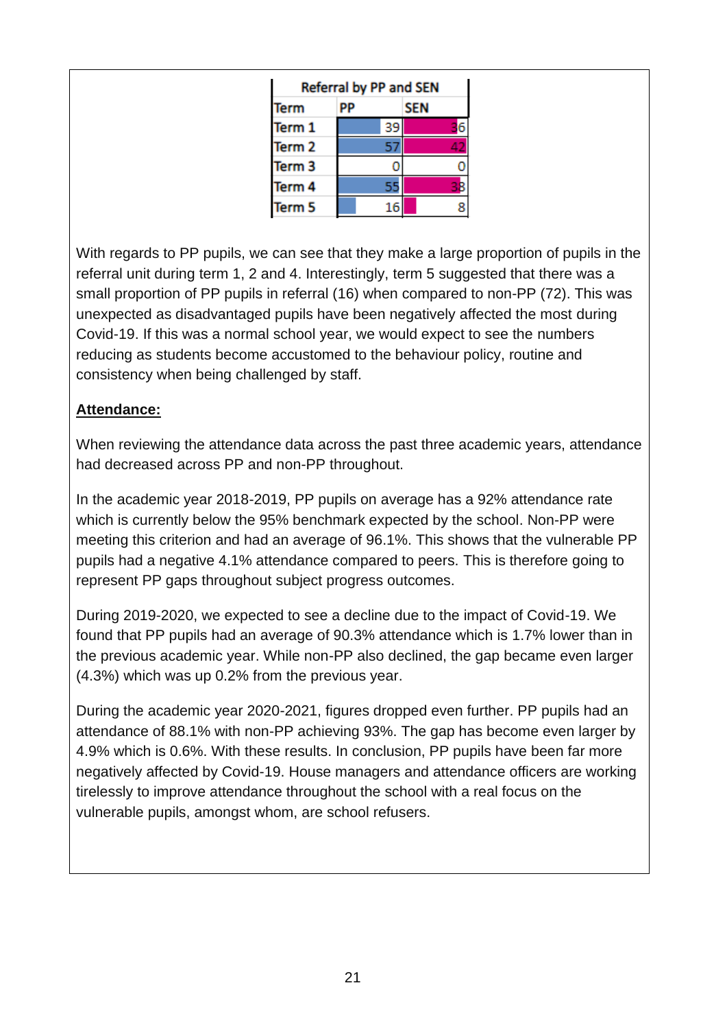| Referral by PP and SEN | | |
|---|---|---|
| Term | PP | SEN |
| Term 1 | 39 | 36 |
| Term 2 | 57 | 42 |
| Term 3 | 0 | 0 |
| Term 4 | 55 | 38 |
| Term 5 | 16 | 8 |

With regards to PP pupils, we can see that they make a large proportion of pupils in the referral unit during term 1, 2 and 4. Interestingly, term 5 suggested that there was a small proportion of PP pupils in referral (16) when compared to non-PP (72). This was unexpected as disadvantaged pupils have been negatively affected the most during Covid-19. If this was a normal school year, we would expect to see the numbers reducing as students become accustomed to the behaviour policy, routine and consistency when being challenged by staff.

**Attendance:**

When reviewing the attendance data across the past three academic years, attendance had decreased across PP and non-PP throughout.

In the academic year 2018-2019, PP pupils on average has a 92% attendance rate which is currently below the 95% benchmark expected by the school. Non-PP were meeting this criterion and had an average of 96.1%. This shows that the vulnerable PP pupils had a negative 4.1% attendance compared to peers. This is therefore going to represent PP gaps throughout subject progress outcomes.

During 2019-2020, we expected to see a decline due to the impact of Covid-19. We found that PP pupils had an average of 90.3% attendance which is 1.7% lower than in the previous academic year. While non-PP also declined, the gap became even larger (4.3%) which was up 0.2% from the previous year.

During the academic year 2020-2021, figures dropped even further. PP pupils had an attendance of 88.1% with non-PP achieving 93%. The gap has become even larger by 4.9% which is 0.6%. With these results. In conclusion, PP pupils have been far more negatively affected by Covid-19. House managers and attendance officers are working tirelessly to improve attendance throughout the school with a real focus on the vulnerable pupils, amongst whom, are school refusers.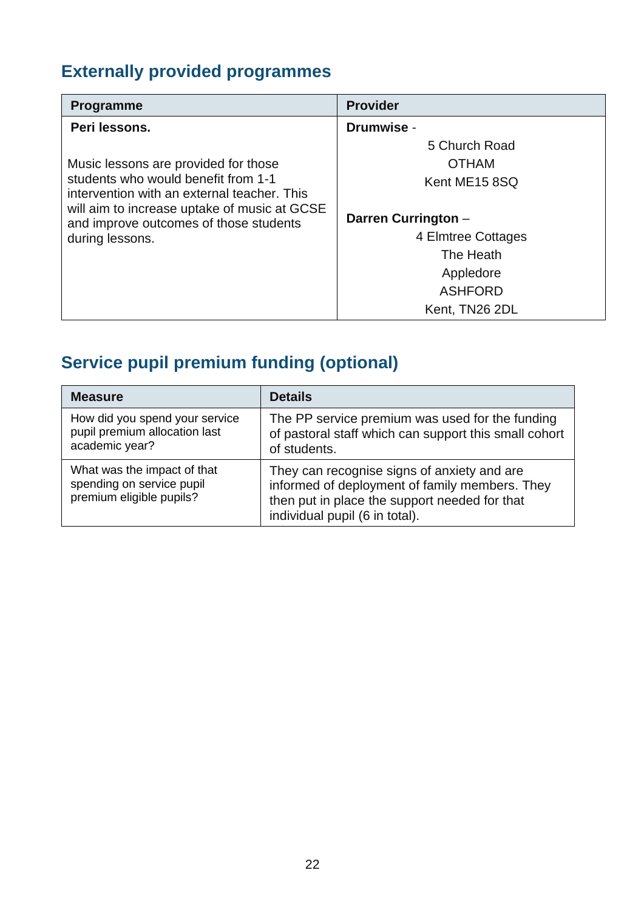## Externally provided programmes

| Programme | Provider |
|---|---|
| **Peri lessons.**<br><br>Music lessons are provided for those students who would benefit from 1-1 intervention with an external teacher. This will aim to increase uptake of music at GCSE and improve outcomes of those students during lessons. | **Drumwise** -<br>5 Church Road<br>OTHAM<br>Kent ME15 8SQ<br><br>**Darren Currington** –<br>4 Elmtree Cottages<br>The Heath<br>Appledore<br>ASHFORD<br>Kent, TN26 2DL |

## Service pupil premium funding (optional)

| Measure | Details |
|---|---|
| How did you spend your service pupil premium allocation last academic year? | The PP service premium was used for the funding of pastoral staff which can support this small cohort of students. |
| What was the impact of that spending on service pupil premium eligible pupils? | They can recognise signs of anxiety and are informed of deployment of family members. They then put in place the support needed for that individual pupil (6 in total). |